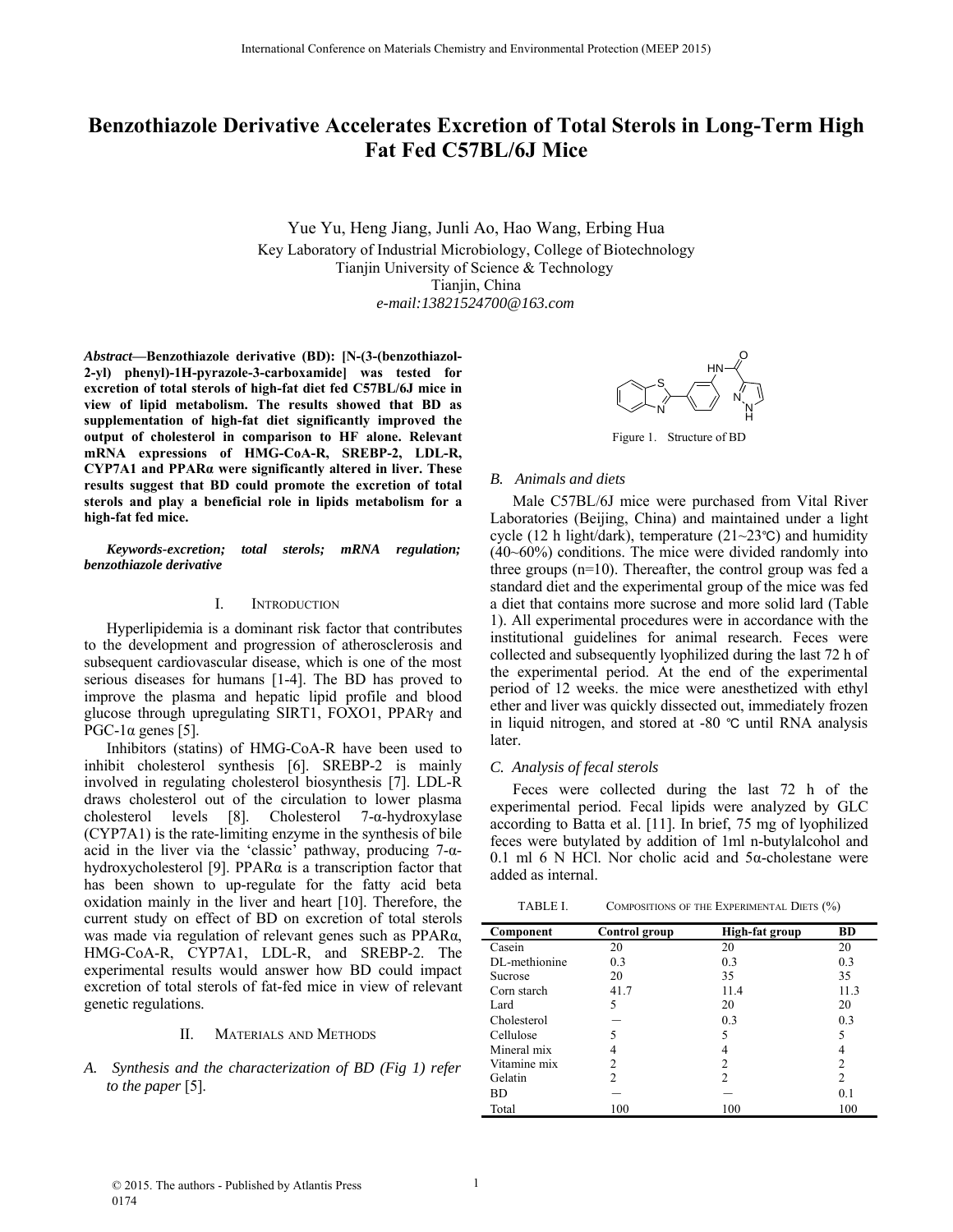# Benzothiazole Derivative Accelerates Excretion of Total Sterols in Long-Term High Fat Fed C57BL/6J Mice

Yue Yu, Heng Jiang, Junli Ao, Hao Wang, Erbing Hua

Key Laboratory of Industrial Microbiology, College of Biotechnology
Tianjin University of Science & Technology
Tianjin, China
*e-mail:13821524700@163.com*

***Abstract*—Benzothiazole derivative (BD): [N-(3-(benzothiazol-2-yl) phenyl)-1H-pyrazole-3-carboxamide] was tested for excretion of total sterols of high-fat diet fed C57BL/6J mice in view of lipid metabolism. The results showed that BD as supplementation of high-fat diet significantly improved the output of cholesterol in comparison to HF alone. Relevant mRNA expressions of HMG-CoA-R, SREBP-2, LDL-R, CYP7A1 and PPARα were significantly altered in liver. These results suggest that BD could promote the excretion of total sterols and play a beneficial role in lipids metabolism for a high-fat fed mice.**

***Keywords-excretion; total sterols; mRNA regulation; benzothiazole derivative***

## I. Introduction

Hyperlipidemia is a dominant risk factor that contributes to the development and progression of atherosclerosis and subsequent cardiovascular disease, which is one of the most serious diseases for humans [1-4]. The BD has proved to improve the plasma and hepatic lipid profile and blood glucose through upregulating SIRT1, FOXO1, PPARγ and PGC-1α genes [5].

Inhibitors (statins) of HMG-CoA-R have been used to inhibit cholesterol synthesis [6]. SREBP-2 is mainly involved in regulating cholesterol biosynthesis [7]. LDL-R draws cholesterol out of the circulation to lower plasma cholesterol levels [8]. Cholesterol 7-α-hydroxylase (CYP7A1) is the rate-limiting enzyme in the synthesis of bile acid in the liver via the 'classic' pathway, producing 7-α-hydroxycholesterol [9]. PPARα is a transcription factor that has been shown to up-regulate for the fatty acid beta oxidation mainly in the liver and heart [10]. Therefore, the current study on effect of BD on excretion of total sterols was made via regulation of relevant genes such as PPARα, HMG-CoA-R, CYP7A1, LDL-R, and SREBP-2. The experimental results would answer how BD could impact excretion of total sterols of fat-fed mice in view of relevant genetic regulations.

## II. Materials and Methods

### *A. Synthesis and the characterization of BD (Fig 1) refer to the paper* [5].

Figure 1. Structure of BD

### *B. Animals and diets*

Male C57BL/6J mice were purchased from Vital River Laboratories (Beijing, China) and maintained under a light cycle (12 h light/dark), temperature (21~23℃) and humidity (40~60%) conditions. The mice were divided randomly into three groups (n=10). Thereafter, the control group was fed a standard diet and the experimental group of the mice was fed a diet that contains more sucrose and more solid lard (Table 1). All experimental procedures were in accordance with the institutional guidelines for animal research. Feces were collected and subsequently lyophilized during the last 72 h of the experimental period. At the end of the experimental period of 12 weeks. the mice were anesthetized with ethyl ether and liver was quickly dissected out, immediately frozen in liquid nitrogen, and stored at -80 ℃ until RNA analysis later.

### *C. Analysis of fecal sterols*

Feces were collected during the last 72 h of the experimental period. Fecal lipids were analyzed by GLC according to Batta et al. [11]. In brief, 75 mg of lyophilized feces were butylated by addition of 1ml n-butylalcohol and 0.1 ml 6 N HCl. Nor cholic acid and 5α-cholestane were added as internal.

TABLE I. Compositions of the Experimental Diets (%)

| Component | Control group | High-fat group | BD |
|---|---|---|---|
| Casein | 20 | 20 | 20 |
| DL-methionine | 0.3 | 0.3 | 0.3 |
| Sucrose | 20 | 35 | 35 |
| Corn starch | 41.7 | 11.4 | 11.3 |
| Lard | 5 | 20 | 20 |
| Cholesterol | — | 0.3 | 0.3 |
| Cellulose | 5 | 5 | 5 |
| Mineral mix | 4 | 4 | 4 |
| Vitamine mix | 2 | 2 | 2 |
| Gelatin | 2 | 2 | 2 |
| BD | — | — | 0.1 |
| Total | 100 | 100 | 100 |

© 2015. The authors - Published by Atlantis Press
0174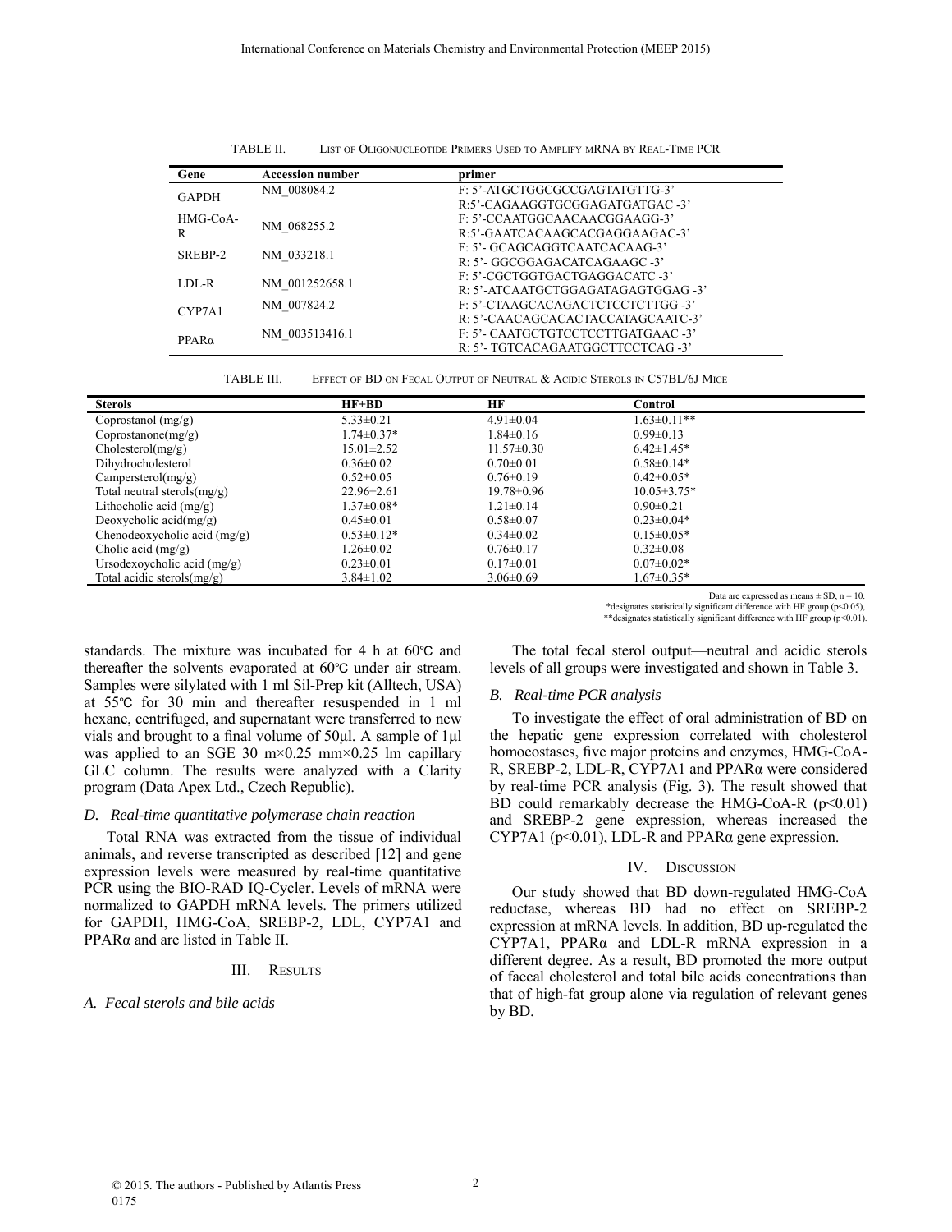TABLE II. LIST OF OLIGONUCLEOTIDE PRIMERS USED TO AMPLIFY MRNA BY REAL-TIME PCR

| Gene | Accession number | primer |
|---|---|---|
| GAPDH | NM_008084.2 | F: 5'-ATGCTGGCGCCGAGTATGTTG-3'<br>R:5'-CAGAAGGTGCGGAGATGATGAC -3' |
| HMG-CoA-R | NM_068255.2 | F: 5'-CCAATGGCAACAACGGAAGG-3'<br>R:5'-GAATCACAAGCACGAGGAAGAC-3' |
| SREBP-2 | NM_033218.1 | F: 5'- GCAGCAGGTCAATCACAAG-3'<br>R: 5'- GGCGGAGACATCAGAAGC -3' |
| LDL-R | NM_001252658.1 | F: 5'-CGCTGGTGACTGAGGACATC -3'<br>R: 5'-ATCAATGCTGGAGATAGAGTGGAG -3' |
| CYP7A1 | NM_007824.2 | F: 5'-CTAAGCACAGACTCTCCTCTTGG -3'<br>R: 5'-CAACAGCACACTACCATAGCAATC-3' |
| PPARα | NM_003513416.1 | F: 5'- CAATGCTGTCCTCCTTGATGAAC -3'<br>R: 5'- TGTCACAGAATGGCTTCCTCAG -3' |

TABLE III. EFFECT OF BD ON FECAL OUTPUT OF NEUTRAL & ACIDIC STEROLS IN C57BL/6J MICE

| Sterols | HF+BD | HF | Control |
|---|---|---|---|
| Coprostanol (mg/g) | 5.33±0.21 | 4.91±0.04 | 1.63±0.11** |
| Coprostanone(mg/g) | 1.74±0.37* | 1.84±0.16 | 0.99±0.13 |
| Cholesterol(mg/g) | 15.01±2.52 | 11.57±0.30 | 6.42±1.45* |
| Dihydrocholesterol | 0.36±0.02 | 0.70±0.01 | 0.58±0.14* |
| Campersterol(mg/g) | 0.52±0.05 | 0.76±0.19 | 0.42±0.05* |
| Total neutral sterols(mg/g) | 22.96±2.61 | 19.78±0.96 | 10.05±3.75* |
| Lithocholic acid (mg/g) | 1.37±0.08* | 1.21±0.14 | 0.90±0.21 |
| Deoxycholic acid(mg/g) | 0.45±0.01 | 0.58±0.07 | 0.23±0.04* |
| Chenodeoxycholic acid (mg/g) | 0.53±0.12* | 0.34±0.02 | 0.15±0.05* |
| Cholic acid (mg/g) | 1.26±0.02 | 0.76±0.17 | 0.32±0.08 |
| Ursodexoycholic acid (mg/g) | 0.23±0.01 | 0.17±0.01 | 0.07±0.02* |
| Total acidic sterols(mg/g) | 3.84±1.02 | 3.06±0.69 | 1.67±0.35* |

Data are expressed as means ± SD, n = 10.
*designates statistically significant difference with HF group ($p<0.05$),
**designates statistically significant difference with HF group ($p<0.01$).

standards. The mixture was incubated for 4 h at 60℃ and thereafter the solvents evaporated at 60℃ under air stream. Samples were silylated with 1 ml Sil-Prep kit (Alltech, USA) at 55℃ for 30 min and thereafter resuspended in 1 ml hexane, centrifuged, and supernatant were transferred to new vials and brought to a final volume of 50μl. A sample of 1μl was applied to an SGE 30 m×0.25 mm×0.25 lm capillary GLC column. The results were analyzed with a Clarity program (Data Apex Ltd., Czech Republic).

### *D. Real-time quantitative polymerase chain reaction*

Total RNA was extracted from the tissue of individual animals, and reverse transcripted as described [12] and gene expression levels were measured by real-time quantitative PCR using the BIO-RAD IQ-Cycler. Levels of mRNA were normalized to GAPDH mRNA levels. The primers utilized for GAPDH, HMG-CoA, SREBP-2, LDL, CYP7A1 and PPARα and are listed in Table II.

## III. RESULTS

### *A. Fecal sterols and bile acids*

The total fecal sterol output—neutral and acidic sterols levels of all groups were investigated and shown in Table 3.

### *B. Real-time PCR analysis*

To investigate the effect of oral administration of BD on the hepatic gene expression correlated with cholesterol homoeostases, five major proteins and enzymes, HMG-CoA-R, SREBP-2, LDL-R, CYP7A1 and PPARα were considered by real-time PCR analysis (Fig. 3). The result showed that BD could remarkably decrease the HMG-CoA-R ($p<0.01$) and SREBP-2 gene expression, whereas increased the CYP7A1 ($p<0.01$), LDL-R and PPARα gene expression.

## IV. DISCUSSION

Our study showed that BD down-regulated HMG-CoA reductase, whereas BD had no effect on SREBP-2 expression at mRNA levels. In addition, BD up-regulated the CYP7A1, PPARα and LDL-R mRNA expression in a different degree. As a result, BD promoted the more output of faecal cholesterol and total bile acids concentrations than that of high-fat group alone via regulation of relevant genes by BD.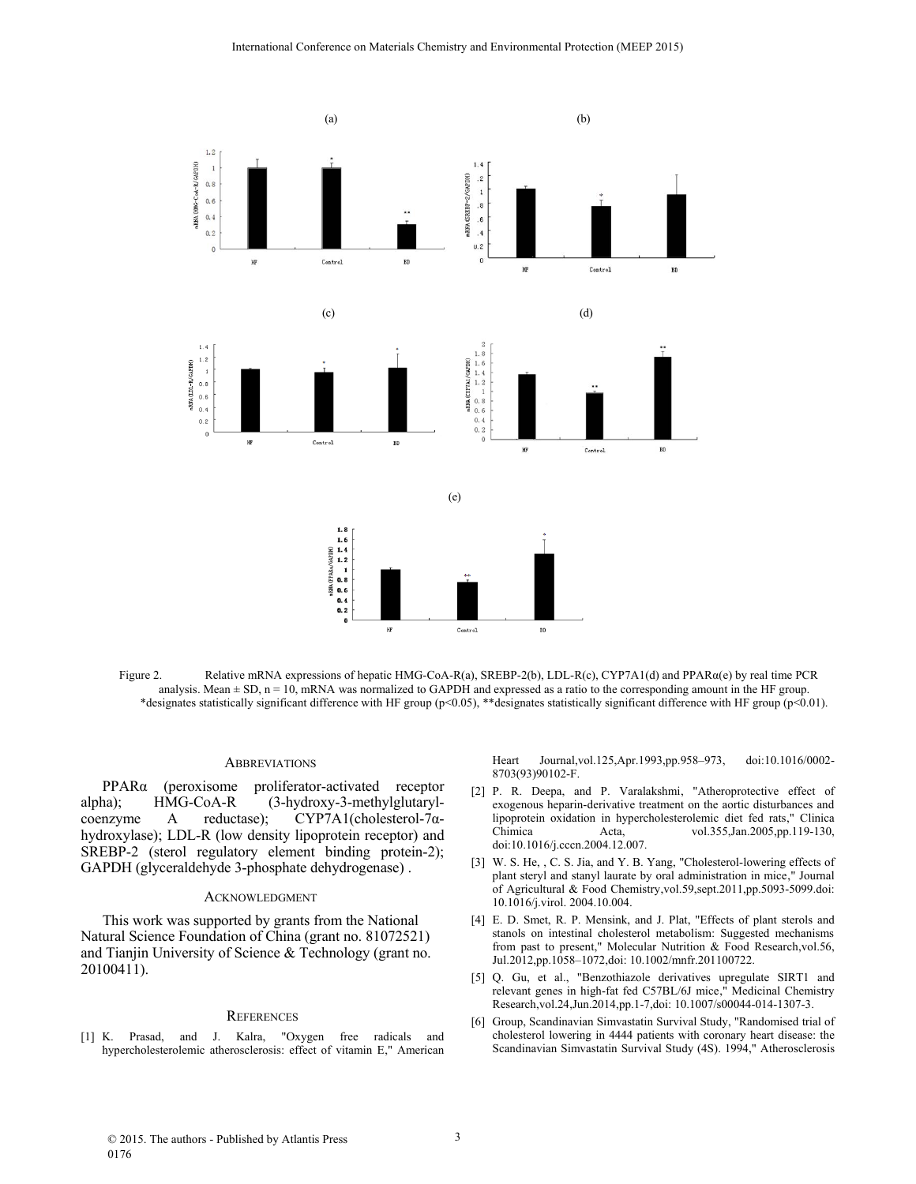(a)

(b)

(c)

(d)

(e)

Figure 2. Relative mRNA expressions of hepatic HMG-CoA-R(a), SREBP-2(b), LDL-R(c), CYP7A1(d) and PPARα(e) by real time PCR analysis. Mean ± SD, n = 10, mRNA was normalized to GAPDH and expressed as a ratio to the corresponding amount in the HF group. *designates statistically significant difference with HF group ($p<0.05$), **designates statistically significant difference with HF group ($p<0.01$).

## ABBREVIATIONS

PPARα (peroxisome proliferator-activated receptor alpha); HMG-CoA-R (3-hydroxy-3-methylglutaryl-coenzyme A reductase); CYP7A1(cholesterol-7α-hydroxylase); LDL-R (low density lipoprotein receptor) and SREBP-2 (sterol regulatory element binding protein-2); GAPDH (glyceraldehyde 3-phosphate dehydrogenase) .

## ACKNOWLEDGMENT

This work was supported by grants from the National Natural Science Foundation of China (grant no. 81072521) and Tianjin University of Science & Technology (grant no. 20100411).

## REFERENCES

[1] K. Prasad, and J. Kalra, "Oxygen free radicals and hypercholesterolemic atherosclerosis: effect of vitamin E," American Heart Journal,vol.125,Apr.1993,pp.958–973, doi:10.1016/0002-8703(93)90102-F.

[2] P. R. Deepa, and P. Varalakshmi, "Atheroprotective effect of exogenous heparin-derivative treatment on the aortic disturbances and lipoprotein oxidation in hypercholesterolemic diet fed rats," Clinica Chimica Acta, vol.355,Jan.2005,pp.119-130, doi:10.1016/j.cccn.2004.12.007.

[3] W. S. He, , C. S. Jia, and Y. B. Yang, "Cholesterol-lowering effects of plant steryl and stanyl laurate by oral administration in mice," Journal of Agricultural & Food Chemistry,vol.59,sept.2011,pp.5093-5099.doi: 10.1016/j.virol. 2004.10.004.

[4] E. D. Smet, R. P. Mensink, and J. Plat, "Effects of plant sterols and stanols on intestinal cholesterol metabolism: Suggested mechanisms from past to present," Molecular Nutrition & Food Research,vol.56, Jul.2012,pp.1058–1072,doi: 10.1002/mnfr.201100722.

[5] Q. Gu, et al., "Benzothiazole derivatives upregulate SIRT1 and relevant genes in high-fat fed C57BL/6J mice," Medicinal Chemistry Research,vol.24,Jun.2014,pp.1-7,doi: 10.1007/s00044-014-1307-3.

[6] Group, Scandinavian Simvastatin Survival Study, "Randomised trial of cholesterol lowering in 4444 patients with coronary heart disease: the Scandinavian Simvastatin Survival Study (4S). 1994," Atherosclerosis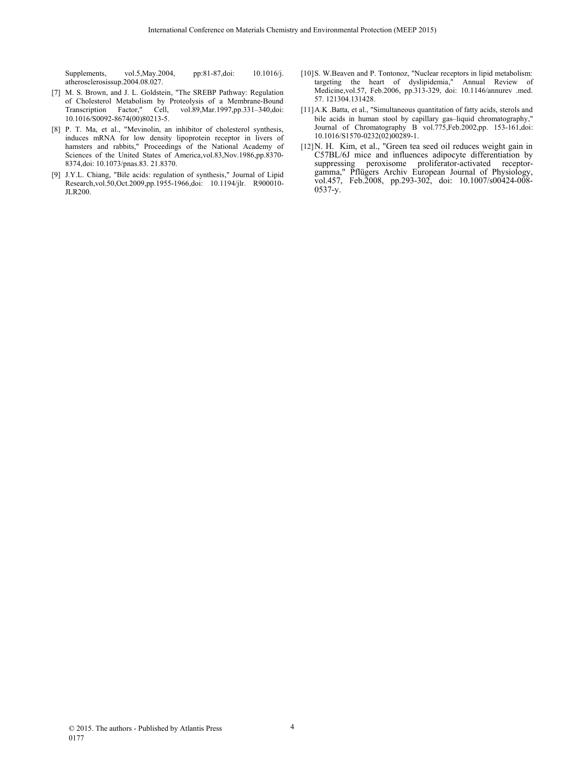Supplements, vol.5,May.2004, pp:81-87,doi: 10.1016/j. atherosclerosissup.2004.08.027.

[7] M. S. Brown, and J. L. Goldstein, "The SREBP Pathway: Regulation of Cholesterol Metabolism by Proteolysis of a Membrane-Bound Transcription Factor," Cell, vol.89,Mar.1997,pp.331–340,doi: 10.1016/S0092-8674(00)80213-5.

[8] P. T. Ma, et al., "Mevinolin, an inhibitor of cholesterol synthesis, induces mRNA for low density lipoprotein receptor in livers of hamsters and rabbits," Proceedings of the National Academy of Sciences of the United States of America,vol.83,Nov.1986,pp.8370-8374,doi: 10.1073/pnas.83. 21.8370.

[9] J.Y.L. Chiang, "Bile acids: regulation of synthesis," Journal of Lipid Research,vol.50,Oct.2009,pp.1955-1966,doi: 10.1194/jlr. R900010-JLR200.

[10] S. W.Beaven and P. Tontonoz, "Nuclear receptors in lipid metabolism: targeting the heart of dyslipidemia," Annual Review of Medicine,vol.57, Feb.2006, pp.313-329, doi: 10.1146/annurev .med. 57. 121304.131428.

[11] A.K .Batta, et al., "Simultaneous quantitation of fatty acids, sterols and bile acids in human stool by capillary gas–liquid chromatography," Journal of Chromatography B vol.775,Feb.2002,pp. 153-161,doi: 10.1016/S1570-0232(02)00289-1.

[12] N. H. Kim, et al., "Green tea seed oil reduces weight gain in C57BL/6J mice and influences adipocyte differentiation by suppressing peroxisome proliferator-activated receptor-gamma," Pflügers Archiv European Journal of Physiology, vol.457, Feb.2008, pp.293-302, doi: 10.1007/s00424-008-0537-y.